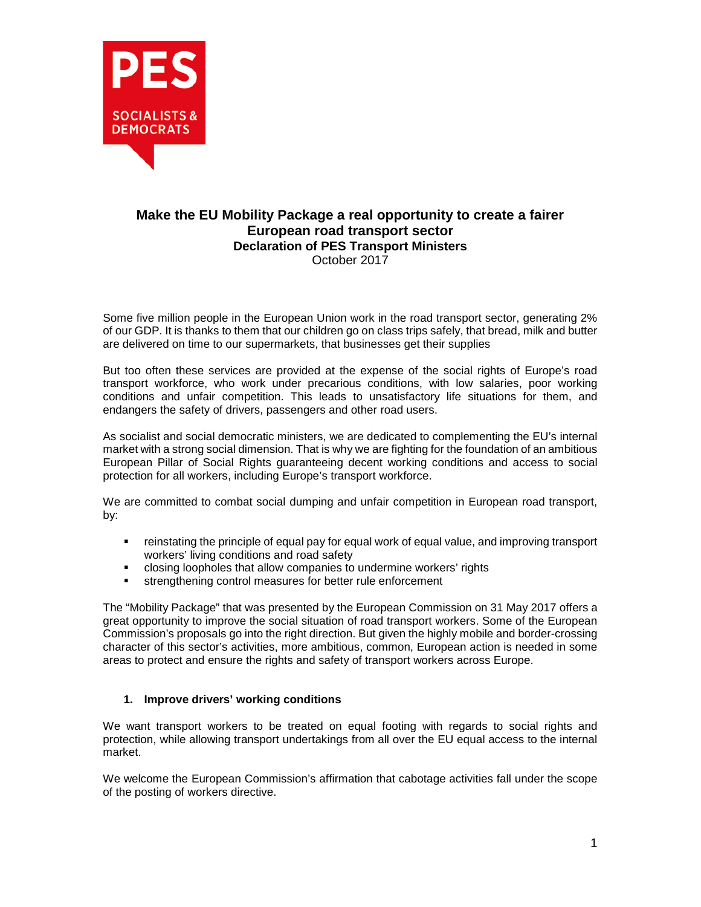PES SOCIALISTS & DEMOCRATS

# Make the EU Mobility Package a real opportunity to create a fairer European road transport sector

## Declaration of PES Transport Ministers

October 2017

Some five million people in the European Union work in the road transport sector, generating 2% of our GDP. It is thanks to them that our children go on class trips safely, that bread, milk and butter are delivered on time to our supermarkets, that businesses get their supplies

But too often these services are provided at the expense of the social rights of Europe's road transport workforce, who work under precarious conditions, with low salaries, poor working conditions and unfair competition. This leads to unsatisfactory life situations for them, and endangers the safety of drivers, passengers and other road users.

As socialist and social democratic ministers, we are dedicated to complementing the EU's internal market with a strong social dimension. That is why we are fighting for the foundation of an ambitious European Pillar of Social Rights guaranteeing decent working conditions and access to social protection for all workers, including Europe's transport workforce.

We are committed to combat social dumping and unfair competition in European road transport, by:

- reinstating the principle of equal pay for equal work of equal value, and improving transport workers' living conditions and road safety
- closing loopholes that allow companies to undermine workers' rights
- strengthening control measures for better rule enforcement

The "Mobility Package" that was presented by the European Commission on 31 May 2017 offers a great opportunity to improve the social situation of road transport workers. Some of the European Commission's proposals go into the right direction. But given the highly mobile and border-crossing character of this sector's activities, more ambitious, common, European action is needed in some areas to protect and ensure the rights and safety of transport workers across Europe.

### 1. Improve drivers' working conditions

We want transport workers to be treated on equal footing with regards to social rights and protection, while allowing transport undertakings from all over the EU equal access to the internal market.

We welcome the European Commission's affirmation that cabotage activities fall under the scope of the posting of workers directive.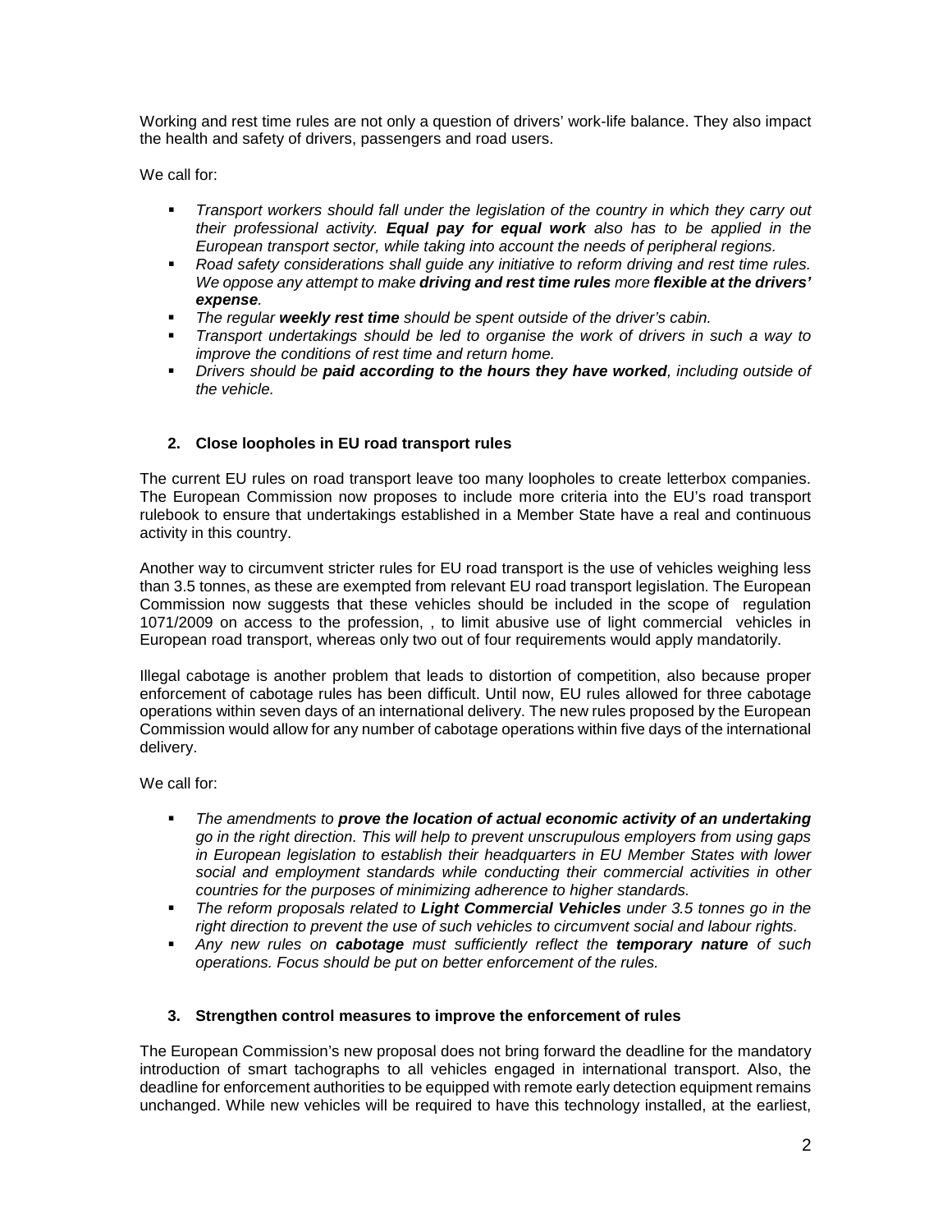Working and rest time rules are not only a question of drivers' work-life balance. They also impact the health and safety of drivers, passengers and road users.

We call for:

- *Transport workers should fall under the legislation of the country in which they carry out their professional activity. **Equal pay for equal work** also has to be applied in the European transport sector, while taking into account the needs of peripheral regions.*
- *Road safety considerations shall guide any initiative to reform driving and rest time rules. We oppose any attempt to make **driving and rest time rules** more **flexible at the drivers' expense**.*
- *The regular **weekly rest time** should be spent outside of the driver's cabin.*
- *Transport undertakings should be led to organise the work of drivers in such a way to improve the conditions of rest time and return home.*
- *Drivers should be **paid according to the hours they have worked**, including outside of the vehicle.*

## 2. Close loopholes in EU road transport rules

The current EU rules on road transport leave too many loopholes to create letterbox companies. The European Commission now proposes to include more criteria into the EU's road transport rulebook to ensure that undertakings established in a Member State have a real and continuous activity in this country.

Another way to circumvent stricter rules for EU road transport is the use of vehicles weighing less than 3.5 tonnes, as these are exempted from relevant EU road transport legislation. The European Commission now suggests that these vehicles should be included in the scope of regulation 1071/2009 on access to the profession, , to limit abusive use of light commercial vehicles in European road transport, whereas only two out of four requirements would apply mandatorily.

Illegal cabotage is another problem that leads to distortion of competition, also because proper enforcement of cabotage rules has been difficult. Until now, EU rules allowed for three cabotage operations within seven days of an international delivery. The new rules proposed by the European Commission would allow for any number of cabotage operations within five days of the international delivery.

We call for:

- *The amendments to **prove the location of actual economic activity of an undertaking** go in the right direction. This will help to prevent unscrupulous employers from using gaps in European legislation to establish their headquarters in EU Member States with lower social and employment standards while conducting their commercial activities in other countries for the purposes of minimizing adherence to higher standards.*
- *The reform proposals related to **Light Commercial Vehicles** under 3.5 tonnes go in the right direction to prevent the use of such vehicles to circumvent social and labour rights.*
- *Any new rules on **cabotage** must sufficiently reflect the **temporary nature** of such operations. Focus should be put on better enforcement of the rules.*

## 3. Strengthen control measures to improve the enforcement of rules

The European Commission's new proposal does not bring forward the deadline for the mandatory introduction of smart tachographs to all vehicles engaged in international transport. Also, the deadline for enforcement authorities to be equipped with remote early detection equipment remains unchanged. While new vehicles will be required to have this technology installed, at the earliest,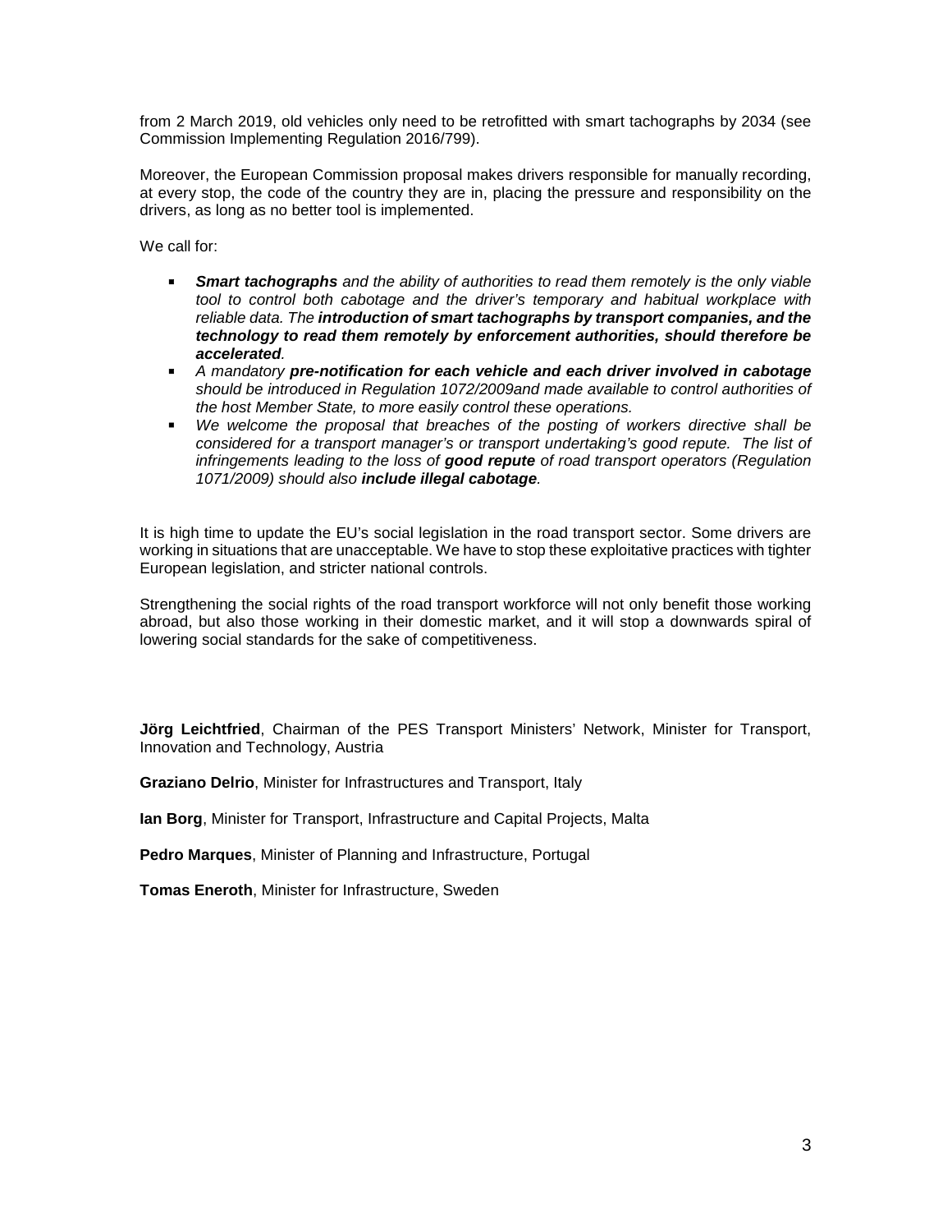from 2 March 2019, old vehicles only need to be retrofitted with smart tachographs by 2034 (see Commission Implementing Regulation 2016/799).

Moreover, the European Commission proposal makes drivers responsible for manually recording, at every stop, the code of the country they are in, placing the pressure and responsibility on the drivers, as long as no better tool is implemented.

We call for:

- ***Smart tachographs** and the ability of authorities to read them remotely is the only viable tool to control both cabotage and the driver's temporary and habitual workplace with reliable data. The **introduction of smart tachographs by transport companies, and the technology to read them remotely by enforcement authorities, should therefore be accelerated**.*
- *A mandatory **pre-notification for each vehicle and each driver involved in cabotage** should be introduced in Regulation 1072/2009and made available to control authorities of the host Member State, to more easily control these operations.*
- *We welcome the proposal that breaches of the posting of workers directive shall be considered for a transport manager's or transport undertaking's good repute. The list of infringements leading to the loss of **good repute** of road transport operators (Regulation 1071/2009) should also **include illegal cabotage**.*

It is high time to update the EU's social legislation in the road transport sector. Some drivers are working in situations that are unacceptable. We have to stop these exploitative practices with tighter European legislation, and stricter national controls.

Strengthening the social rights of the road transport workforce will not only benefit those working abroad, but also those working in their domestic market, and it will stop a downwards spiral of lowering social standards for the sake of competitiveness.

**Jörg Leichtfried**, Chairman of the PES Transport Ministers' Network, Minister for Transport, Innovation and Technology, Austria

**Graziano Delrio**, Minister for Infrastructures and Transport, Italy

**Ian Borg**, Minister for Transport, Infrastructure and Capital Projects, Malta

**Pedro Marques**, Minister of Planning and Infrastructure, Portugal

**Tomas Eneroth**, Minister for Infrastructure, Sweden